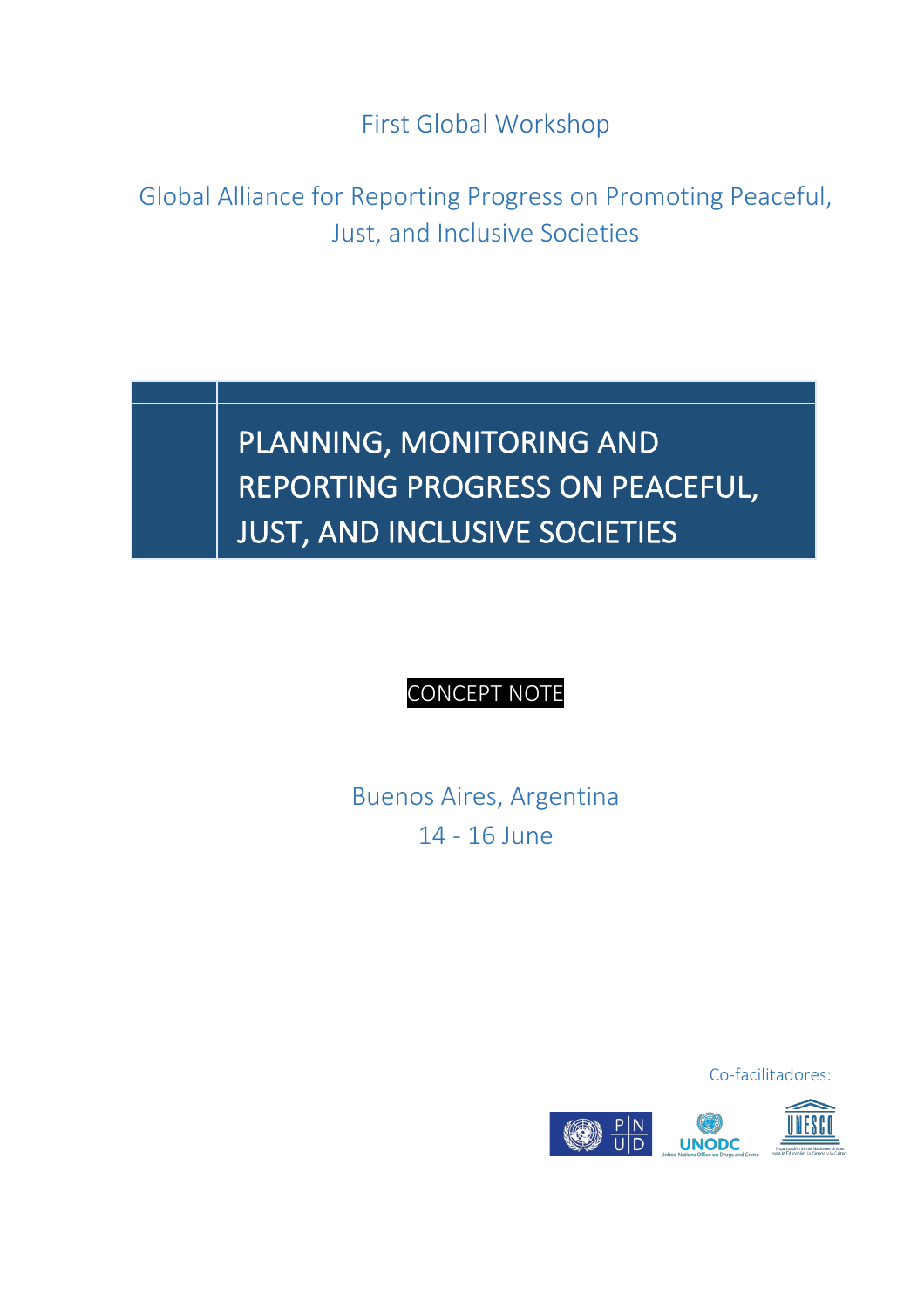First Global Workshop

Global Alliance for Reporting Progress on Promoting Peaceful, Just, and Inclusive Societies

# PLANNING, MONITORING AND REPORTING PROGRESS ON PEACEFUL, JUST, AND INCLUSIVE SOCIETIES

CONCEPT NOTE

Buenos Aires, Argentina
14 - 16 June

Co-facilitadores:

PNUD · UNODC United Nations Office on Drugs and Crime · UNESCO Organización de las Naciones Unidas para la Educación, la Ciencia y la Cultura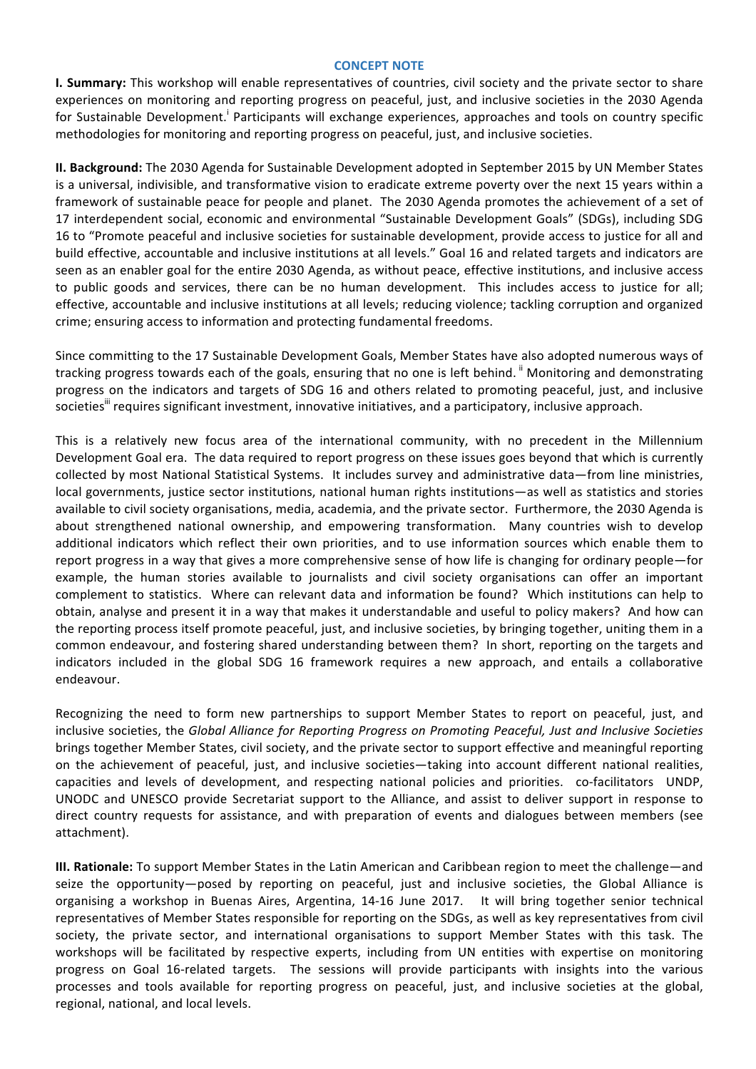## CONCEPT NOTE

**I. Summary:** This workshop will enable representatives of countries, civil society and the private sector to share experiences on monitoring and reporting progress on peaceful, just, and inclusive societies in the 2030 Agenda for Sustainable Development.[i] Participants will exchange experiences, approaches and tools on country specific methodologies for monitoring and reporting progress on peaceful, just, and inclusive societies.

**II. Background:** The 2030 Agenda for Sustainable Development adopted in September 2015 by UN Member States is a universal, indivisible, and transformative vision to eradicate extreme poverty over the next 15 years within a framework of sustainable peace for people and planet. The 2030 Agenda promotes the achievement of a set of 17 interdependent social, economic and environmental "Sustainable Development Goals" (SDGs), including SDG 16 to "Promote peaceful and inclusive societies for sustainable development, provide access to justice for all and build effective, accountable and inclusive institutions at all levels." Goal 16 and related targets and indicators are seen as an enabler goal for the entire 2030 Agenda, as without peace, effective institutions, and inclusive access to public goods and services, there can be no human development. This includes access to justice for all; effective, accountable and inclusive institutions at all levels; reducing violence; tackling corruption and organized crime; ensuring access to information and protecting fundamental freedoms.

Since committing to the 17 Sustainable Development Goals, Member States have also adopted numerous ways of tracking progress towards each of the goals, ensuring that no one is left behind.[ii] Monitoring and demonstrating progress on the indicators and targets of SDG 16 and others related to promoting peaceful, just, and inclusive societies[iii] requires significant investment, innovative initiatives, and a participatory, inclusive approach.

This is a relatively new focus area of the international community, with no precedent in the Millennium Development Goal era. The data required to report progress on these issues goes beyond that which is currently collected by most National Statistical Systems. It includes survey and administrative data—from line ministries, local governments, justice sector institutions, national human rights institutions—as well as statistics and stories available to civil society organisations, media, academia, and the private sector. Furthermore, the 2030 Agenda is about strengthened national ownership, and empowering transformation. Many countries wish to develop additional indicators which reflect their own priorities, and to use information sources which enable them to report progress in a way that gives a more comprehensive sense of how life is changing for ordinary people—for example, the human stories available to journalists and civil society organisations can offer an important complement to statistics. Where can relevant data and information be found? Which institutions can help to obtain, analyse and present it in a way that makes it understandable and useful to policy makers? And how can the reporting process itself promote peaceful, just, and inclusive societies, by bringing together, uniting them in a common endeavour, and fostering shared understanding between them? In short, reporting on the targets and indicators included in the global SDG 16 framework requires a new approach, and entails a collaborative endeavour.

Recognizing the need to form new partnerships to support Member States to report on peaceful, just, and inclusive societies, the *Global Alliance for Reporting Progress on Promoting Peaceful, Just and Inclusive Societies* brings together Member States, civil society, and the private sector to support effective and meaningful reporting on the achievement of peaceful, just, and inclusive societies—taking into account different national realities, capacities and levels of development, and respecting national policies and priorities. co-facilitators UNDP, UNODC and UNESCO provide Secretariat support to the Alliance, and assist to deliver support in response to direct country requests for assistance, and with preparation of events and dialogues between members (see attachment).

**III. Rationale:** To support Member States in the Latin American and Caribbean region to meet the challenge—and seize the opportunity—posed by reporting on peaceful, just and inclusive societies, the Global Alliance is organising a workshop in Buenas Aires, Argentina, 14-16 June 2017. It will bring together senior technical representatives of Member States responsible for reporting on the SDGs, as well as key representatives from civil society, the private sector, and international organisations to support Member States with this task. The workshops will be facilitated by respective experts, including from UN entities with expertise on monitoring progress on Goal 16-related targets. The sessions will provide participants with insights into the various processes and tools available for reporting progress on peaceful, just, and inclusive societies at the global, regional, national, and local levels.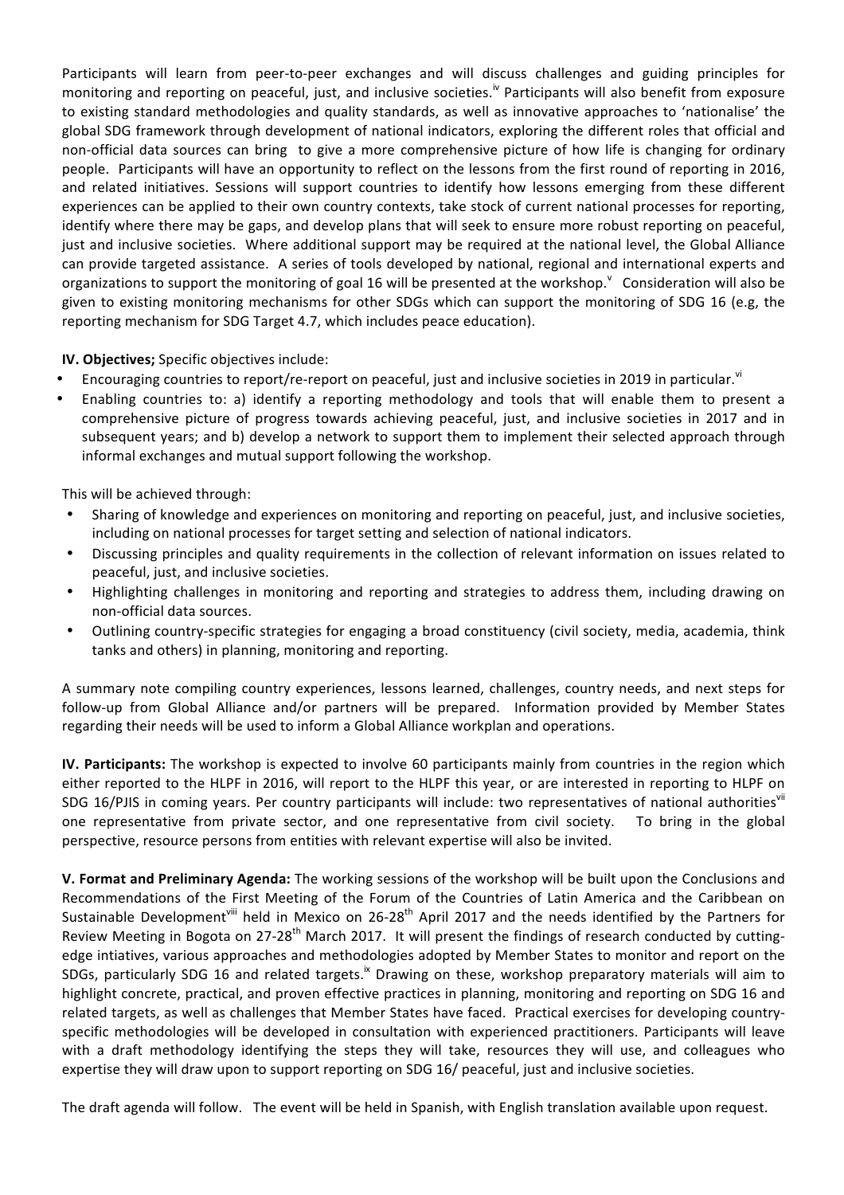Participants will learn from peer-to-peer exchanges and will discuss challenges and guiding principles for monitoring and reporting on peaceful, just, and inclusive societies.[iv] Participants will also benefit from exposure to existing standard methodologies and quality standards, as well as innovative approaches to 'nationalise' the global SDG framework through development of national indicators, exploring the different roles that official and non-official data sources can bring to give a more comprehensive picture of how life is changing for ordinary people. Participants will have an opportunity to reflect on the lessons from the first round of reporting in 2016, and related initiatives. Sessions will support countries to identify how lessons emerging from these different experiences can be applied to their own country contexts, take stock of current national processes for reporting, identify where there may be gaps, and develop plans that will seek to ensure more robust reporting on peaceful, just and inclusive societies. Where additional support may be required at the national level, the Global Alliance can provide targeted assistance. A series of tools developed by national, regional and international experts and organizations to support the monitoring of goal 16 will be presented at the workshop.[v] Consideration will also be given to existing monitoring mechanisms for other SDGs which can support the monitoring of SDG 16 (e.g, the reporting mechanism for SDG Target 4.7, which includes peace education).

**IV. Objectives;** Specific objectives include:

- Encouraging countries to report/re-report on peaceful, just and inclusive societies in 2019 in particular.[vi]
- Enabling countries to: a) identify a reporting methodology and tools that will enable them to present a comprehensive picture of progress towards achieving peaceful, just, and inclusive societies in 2017 and in subsequent years; and b) develop a network to support them to implement their selected approach through informal exchanges and mutual support following the workshop.

This will be achieved through:

- Sharing of knowledge and experiences on monitoring and reporting on peaceful, just, and inclusive societies, including on national processes for target setting and selection of national indicators.
- Discussing principles and quality requirements in the collection of relevant information on issues related to peaceful, just, and inclusive societies.
- Highlighting challenges in monitoring and reporting and strategies to address them, including drawing on non-official data sources.
- Outlining country-specific strategies for engaging a broad constituency (civil society, media, academia, think tanks and others) in planning, monitoring and reporting.

A summary note compiling country experiences, lessons learned, challenges, country needs, and next steps for follow-up from Global Alliance and/or partners will be prepared. Information provided by Member States regarding their needs will be used to inform a Global Alliance workplan and operations.

**IV. Participants:** The workshop is expected to involve 60 participants mainly from countries in the region which either reported to the HLPF in 2016, will report to the HLPF this year, or are interested in reporting to HLPF on SDG 16/PJIS in coming years. Per country participants will include: two representatives of national authorities[vii] one representative from private sector, and one representative from civil society. To bring in the global perspective, resource persons from entities with relevant expertise will also be invited.

**V. Format and Preliminary Agenda:** The working sessions of the workshop will be built upon the Conclusions and Recommendations of the First Meeting of the Forum of the Countries of Latin America and the Caribbean on Sustainable Development[viii] held in Mexico on 26-28th April 2017 and the needs identified by the Partners for Review Meeting in Bogota on 27-28th March 2017. It will present the findings of research conducted by cutting-edge intiatives, various approaches and methodologies adopted by Member States to monitor and report on the SDGs, particularly SDG 16 and related targets.[ix] Drawing on these, workshop preparatory materials will aim to highlight concrete, practical, and proven effective practices in planning, monitoring and reporting on SDG 16 and related targets, as well as challenges that Member States have faced. Practical exercises for developing country-specific methodologies will be developed in consultation with experienced practitioners. Participants will leave with a draft methodology identifying the steps they will take, resources they will use, and colleagues who expertise they will draw upon to support reporting on SDG 16/ peaceful, just and inclusive societies.

The draft agenda will follow. The event will be held in Spanish, with English translation available upon request.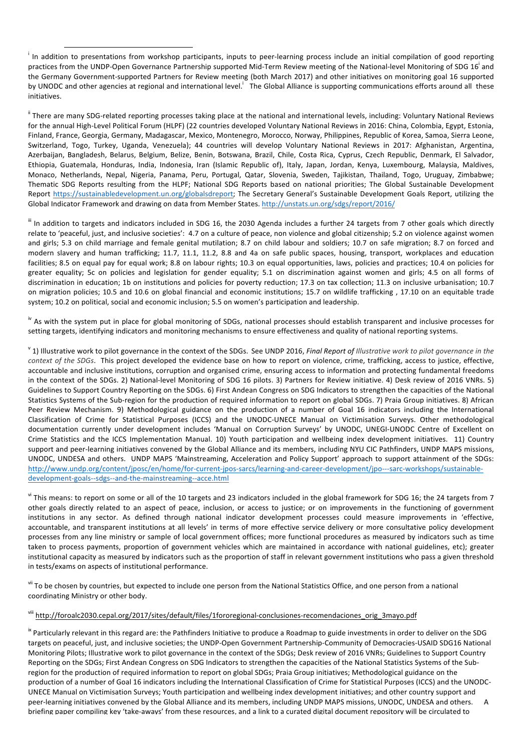[i] In addition to presentations from workshop participants, inputs to peer-learning process include an initial compilation of good reporting practices from the UNDP-Open Governance Partnership supported Mid-Term Review meeting of the National-level Monitoring of SDG 16[i] and the Germany Government-supported Partners for Review meeting (both March 2017) and other initiatives on monitoring goal 16 supported by UNODC and other agencies at regional and international level.[i] The Global Alliance is supporting communications efforts around all these initiatives.

[ii] There are many SDG-related reporting processes taking place at the national and international levels, including: Voluntary National Reviews for the annual High-Level Political Forum (HLPF) (22 countries developed Voluntary National Reviews in 2016: China, Colombia, Egypt, Estonia, Finland, France, Georgia, Germany, Madagascar, Mexico, Montenegro, Morocco, Norway, Philippines, Republic of Korea, Samoa, Sierra Leone, Switzerland, Togo, Turkey, Uganda, Venezuela); 44 countries will develop Voluntary National Reviews in 2017: Afghanistan, Argentina, Azerbaijan, Bangladesh, Belarus, Belgium, Belize, Benin, Botswana, Brazil, Chile, Costa Rica, Cyprus, Czech Republic, Denmark, El Salvador, Ethiopia, Guatemala, Honduras, India, Indonesia, Iran (Islamic Republic of), Italy, Japan, Jordan, Kenya, Luxembourg, Malaysia, Maldives, Monaco, Netherlands, Nepal, Nigeria, Panama, Peru, Portugal, Qatar, Slovenia, Sweden, Tajikistan, Thailand, Togo, Uruguay, Zimbabwe; Thematic SDG Reports resulting from the HLPF; National SDG Reports based on national priorities; The Global Sustainable Development Report https://sustainabledevelopment.un.org/globalsdreport; The Secretary General's Sustainable Development Goals Report, utilizing the Global Indicator Framework and drawing on data from Member States. http://unstats.un.org/sdgs/report/2016/

[iii] In addition to targets and indicators included in SDG 16, the 2030 Agenda includes a further 24 targets from 7 other goals which directly relate to 'peaceful, just, and inclusive societies': 4.7 on a culture of peace, non violence and global citizenship; 5.2 on violence against women and girls; 5.3 on child marriage and female genital mutilation; 8.7 on child labour and soldiers; 10.7 on safe migration; 8.7 on forced and modern slavery and human trafficking; 11.7, 11.1, 11.2, 8.8 and 4a on safe public spaces, housing, transport, workplaces and education facilities; 8.5 on equal pay for equal work; 8.8 on labour rights; 10.3 on equal opportunities, laws, policies and practices; 10.4 on policies for greater equality; 5c on policies and legislation for gender equality; 5.1 on discrimination against women and girls; 4.5 on all forms of discrimination in education; 1b on institutions and policies for poverty reduction; 17.3 on tax collection; 11.3 on inclusive urbanisation; 10.7 on migration policies; 10.5 and 10.6 on global financial and economic institutions; 15.7 on wildlife trafficking , 17.10 on an equitable trade system; 10.2 on political, social and economic inclusion; 5.5 on women's participation and leadership.

[iv] As with the system put in place for global monitoring of SDGs, national processes should establish transparent and inclusive processes for setting targets, identifying indicators and monitoring mechanisms to ensure effectiveness and quality of national reporting systems.

[v] 1) Illustrative work to pilot governance in the context of the SDGs. See UNDP 2016, *Final Report of Illustrative work to pilot governance in the context of the SDGs*. This project developed the evidence base on how to report on violence, crime, trafficking, access to justice, effective, accountable and inclusive institutions, corruption and organised crime, ensuring access to information and protecting fundamental freedoms in the context of the SDGs. 2) National-level Monitoring of SDG 16 pilots. 3) Partners for Review initiative. 4) Desk review of 2016 VNRs. 5) Guidelines to Support Country Reporting on the SDGs. 6) First Andean Congress on SDG Indicators to strengthen the capacities of the National Statistics Systems of the Sub-region for the production of required information to report on global SDGs. 7) Praia Group initiatives. 8) African Peer Review Mechanism. 9) Methodological guidance on the production of a number of Goal 16 indicators including the International Classification of Crime for Statistical Purposes (ICCS) and the UNODC-UNECE Manual on Victimisation Surveys. Other methodological documentation currently under development includes 'Manual on Corruption Surveys' by UNODC, UNEGI-UNODC Centre of Excellent on Crime Statistics and the ICCS Implementation Manual. 10) Youth participation and wellbeing index development initiatives. 11) Country support and peer-learning initiatives convened by the Global Alliance and its members, including NYU CIC Pathfinders, UNDP MAPS missions, UNODC, UNDESA and others. UNDP MAPS 'Mainstreaming, Acceleration and Policy Support' approach to support attainment of the SDGs: http://www.undp.org/content/jposc/en/home/for-current-jpos-sarcs/learning-and-career-development/jpo---sarc-workshops/sustainable-development-goals--sdgs--and-the-mainstreaming--acce.html

[vi] This means: to report on some or all of the 10 targets and 23 indicators included in the global framework for SDG 16; the 24 targets from 7 other goals directly related to an aspect of peace, inclusion, or access to justice; or on improvements in the functioning of government institutions in any sector. As defined through national indicator development processes could measure improvements in 'effective, accountable, and transparent institutions at all levels' in terms of more effective service delivery or more consultative policy development processes from any line ministry or sample of local government offices; more functional procedures as measured by indicators such as time taken to process payments, proportion of government vehicles which are maintained in accordance with national guidelines, etc); greater institutional capacity as measured by indicators such as the proportion of staff in relevant government institutions who pass a given threshold in tests/exams on aspects of institutional performance.

[vii] To be chosen by countries, but expected to include one person from the National Statistics Office, and one person from a national coordinating Ministry or other body.

[viii] http://foroalc2030.cepal.org/2017/sites/default/files/1fororegional-conclusiones-recomendaciones_orig_3mayo.pdf

[ix] Particularly relevant in this regard are: the Pathfinders Initiative to produce a Roadmap to guide investments in order to deliver on the SDG targets on peaceful, just, and inclusive societies; the UNDP-Open Government Partnership-Community of Democracies-USAID SDG16 National Monitoring Pilots; Illustrative work to pilot governance in the context of the SDGs; Desk review of 2016 VNRs; Guidelines to Support Country Reporting on the SDGs; First Andean Congress on SDG Indicators to strengthen the capacities of the National Statistics Systems of the Sub-region for the production of required information to report on global SDGs; Praia Group initiatives; Methodological guidance on the production of a number of Goal 16 indicators including the International Classification of Crime for Statistical Purposes (ICCS) and the UNODC-UNECE Manual on Victimisation Surveys; Youth participation and wellbeing index development initiatives; and other country support and peer-learning initiatives convened by the Global Alliance and its members, including UNDP MAPS missions, UNODC, UNDESA and others. A briefing paper compiling key 'take-aways' from these resources, and a link to a curated digital document repository will be circulated to